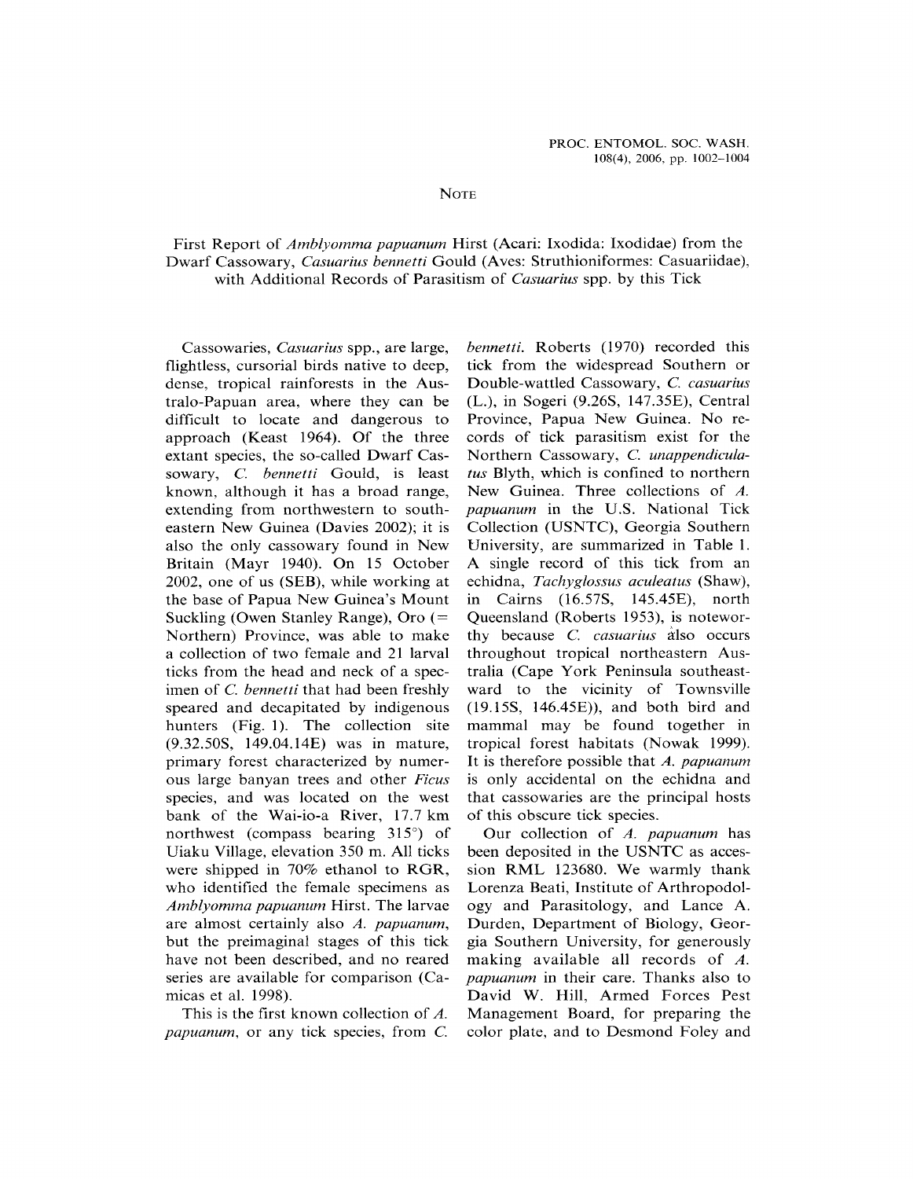NOTE

# First Report of *Amblyomma papuanum* Hirst (Acari: Ixodida: Ixodidae) from the Dwarf Cassowary, *Casuarius bennetti* Gould (Aves: Struthioniformes: Casuariidae), with Additional Records of Parasitism of *Casuarius* spp. by this Tick

Cassowaries, *Casuarius* spp., are large, flightless, cursorial birds native to deep, dense, tropical rainforests in the Australo-Papuan area, where they can be difficult to locate and dangerous to approach (Keast 1964). Of the three extant species, the so-called Dwarf Cassowary, *C. bennetti* Gould, is least known, although it has a broad range, extending from northwestern to southeastern New Guinea (Davies 2002); it is also the only cassowary found in New Britain (Mayr 1940). On 15 October 2002, one of us (SEB), while working at the base of Papua New Guinea's Mount Suckling (Owen Stanley Range), Oro (= Northern) Province, was able to make a collection of two female and 21 larval ticks from the head and neck of a specimen of *C. bennetti* that had been freshly speared and decapitated by indigenous hunters (Fig. 1). The collection site (9.32.50S, 149.04.14E) was in mature, primary forest characterized by numerous large banyan trees and other *Ficus* species, and was located on the west bank of the Wai-io-a River, 17.7 km northwest (compass bearing 315°) of Uiaku Village, elevation 350 m. All ticks were shipped in 70% ethanol to RGR, who identified the female specimens as *Amblyomma papuanum* Hirst. The larvae are almost certainly also *A. papuanum*, but the preimaginal stages of this tick have not been described, and no reared series are available for comparison (Camicas et al. 1998).

This is the first known collection of *A. papuanum*, or any tick species, from *C. bennetti*. Roberts (1970) recorded this tick from the widespread Southern or Double-wattled Cassowary, *C. casuarius* (L.), in Sogeri (9.26S, 147.35E), Central Province, Papua New Guinea. No records of tick parasitism exist for the Northern Cassowary, *C. unappendiculatus* Blyth, which is confined to northern New Guinea. Three collections of *A. papuanum* in the U.S. National Tick Collection (USNTC), Georgia Southern University, are summarized in Table 1. A single record of this tick from an echidna, *Tachyglossus aculeatus* (Shaw), in Cairns (16.57S, 145.45E), north Queensland (Roberts 1953), is noteworthy because *C. casuarius* also occurs throughout tropical northeastern Australia (Cape York Peninsula southeastward to the vicinity of Townsville (19.15S, 146.45E)), and both bird and mammal may be found together in tropical forest habitats (Nowak 1999). It is therefore possible that *A. papuanum* is only accidental on the echidna and that cassowaries are the principal hosts of this obscure tick species.

Our collection of *A. papuanum* has been deposited in the USNTC as accession RML 123680. We warmly thank Lorenza Beati, Institute of Arthropodology and Parasitology, and Lance A. Durden, Department of Biology, Georgia Southern University, for generously making available all records of *A. papuanum* in their care. Thanks also to David W. Hill, Armed Forces Pest Management Board, for preparing the color plate, and to Desmond Foley and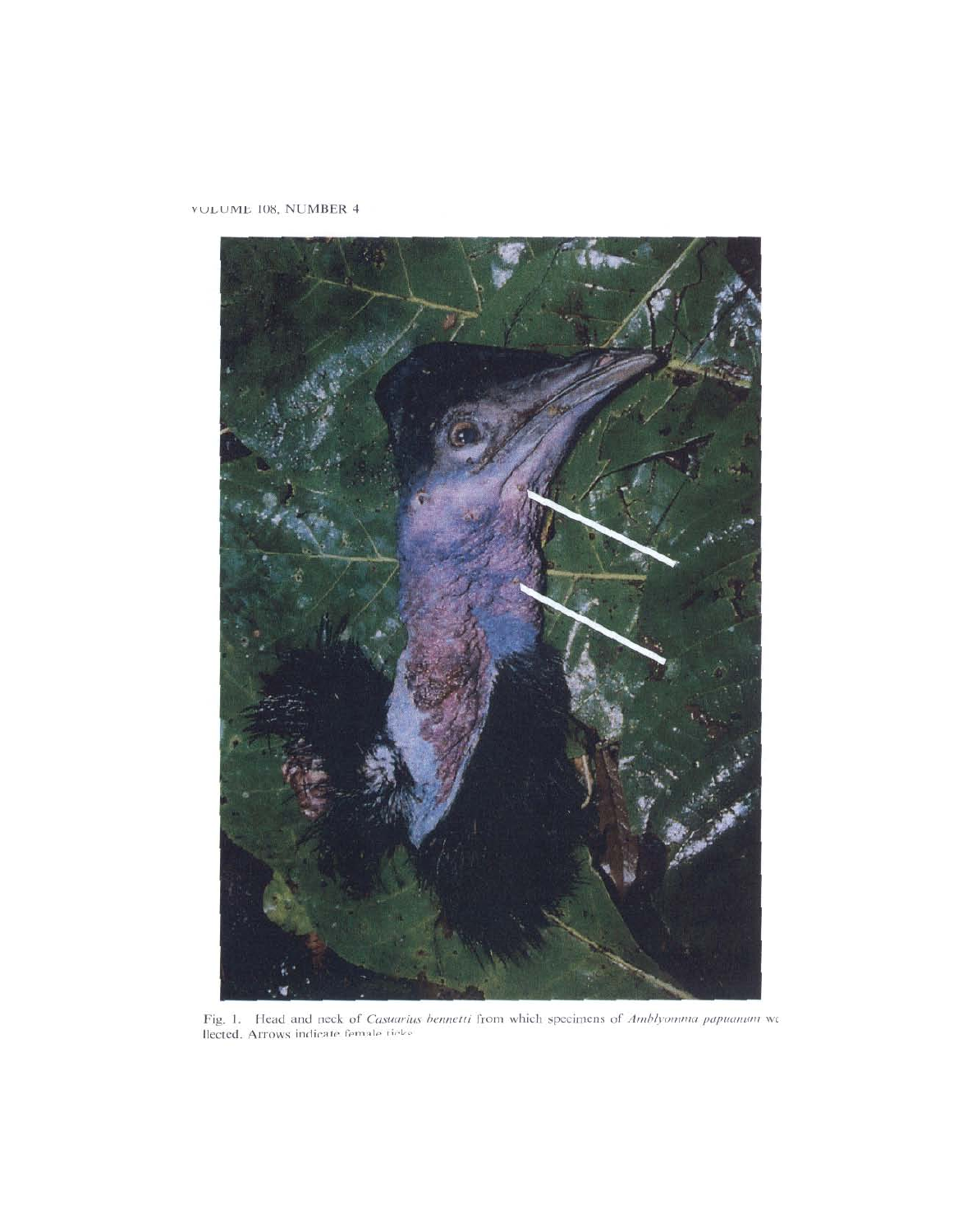Fig. 1. Head and neck of *Casuarius bennetti* from which specimens of *Amblyomma papuanum* we llected. Arrows indicate female ticks.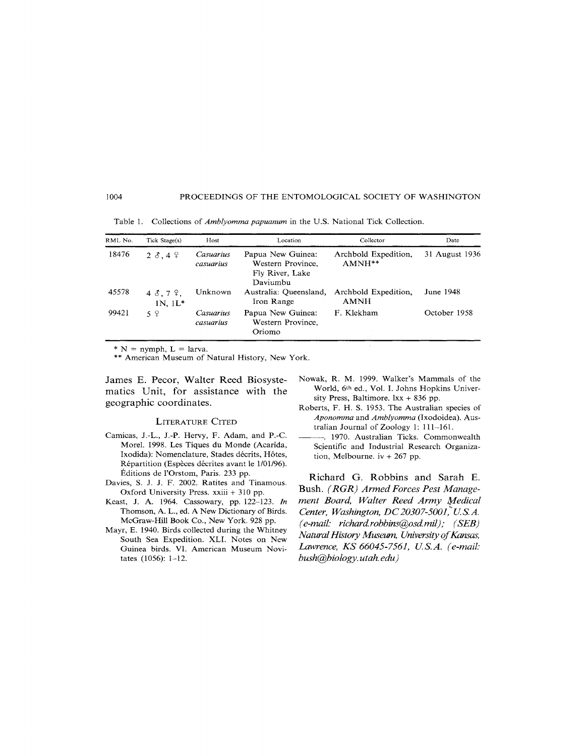Table 1. Collections of *Amblyomma papuanum* in the U.S. National Tick Collection.

| RML No. | Tick Stage(s) | Host | Location | Collector | Date |
|---|---|---|---|---|---|
| 18476 | 2 ♂, 4 ♀ | *Casuarius casuarius* | Papua New Guinea: Western Province, Fly River, Lake Daviumbu | Archbold Expedition, AMNH** | 31 August 1936 |
| 45578 | 4 ♂, 7 ♀, 1N, 1L* | Unknown | Australia: Queensland, Iron Range | Archbold Expedition, AMNH | June 1948 |
| 99421 | 5 ♀ | *Casuarius casuarius* | Papua New Guinea: Western Province, Oriomo | F. Klekham | October 1958 |

\* N = nymph, L = larva.
** American Museum of Natural History, New York.

James E. Pecor, Walter Reed Biosystematics Unit, for assistance with the geographic coordinates.

## Literature Cited

Camicas, J.-L., J.-P. Hervy, F. Adam, and P.-C. Morel. 1998. Les Tiques du Monde (Acarida, Ixodida): Nomenclature, Stades décrits, Hôtes, Répartition (Espèces décrites avant le 1/01/96). Éditions de l'Orstom, Paris. 233 pp.

Davies, S. J. J. F. 2002. Ratites and Tinamous. Oxford University Press. xxiii + 310 pp.

Keast, J. A. 1964. Cassowary, pp. 122–123. *In* Thomson, A. L., ed. A New Dictionary of Birds. McGraw-Hill Book Co., New York. 928 pp.

Mayr, E. 1940. Birds collected during the Whitney South Sea Expedition. XLI. Notes on New Guinea birds. VI. American Museum Novitates (1056): 1–12.

Nowak, R. M. 1999. Walker's Mammals of the World, 6th ed., Vol. I. Johns Hopkins University Press, Baltimore. lxx + 836 pp.

Roberts, F. H. S. 1953. The Australian species of *Aponomma* and *Amblyomma* (Ixodoidea). Australian Journal of Zoology 1: 111–161.

———. 1970. Australian Ticks. Commonwealth Scientific and Industrial Research Organization, Melbourne. iv + 267 pp.

Richard G. Robbins and Sarah E. Bush. *(RGR) Armed Forces Pest Management Board, Walter Reed Army Medical Center, Washington, DC 20307-5001, U.S.A. (e-mail: richard.robbins@osd.mil); (SEB) Natural History Museum, University of Kansas, Lawrence, KS 66045-7561, U.S.A. (e-mail: bush@biology.utah.edu)*